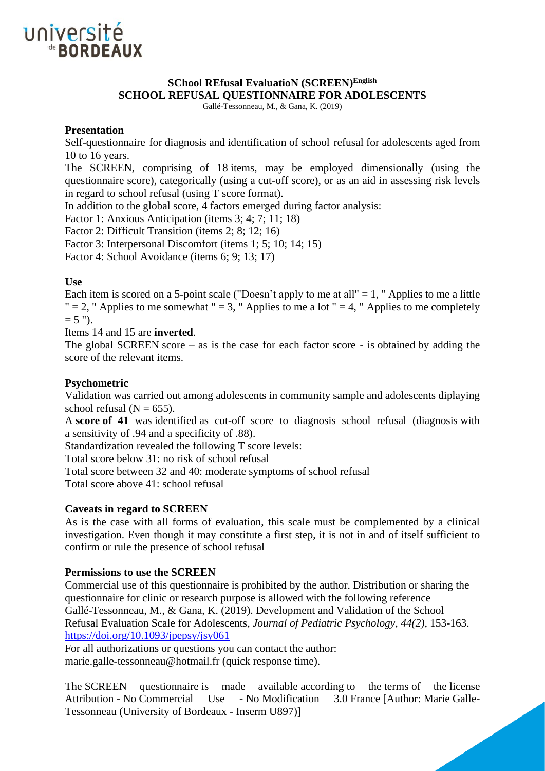université de BORDEAUX

# SChool REfusal EvaluatioN (SCREEN)[English]
## SCHOOL REFUSAL QUESTIONNAIRE FOR ADOLESCENTS

Gallé-Tessonneau, M., & Gana, K. (2019)

### Presentation

Self-questionnaire for diagnosis and identification of school refusal for adolescents aged from 10 to 16 years.

The SCREEN, comprising of 18 items, may be employed dimensionally (using the questionnaire score), categorically (using a cut-off score), or as an aid in assessing risk levels in regard to school refusal (using T score format).

In addition to the global score, 4 factors emerged during factor analysis:

Factor 1: Anxious Anticipation (items 3; 4; 7; 11; 18)

Factor 2: Difficult Transition (items 2; 8; 12; 16)

Factor 3: Interpersonal Discomfort (items 1; 5; 10; 14; 15)

Factor 4: School Avoidance (items 6; 9; 13; 17)

### Use

Each item is scored on a 5-point scale ("Doesn't apply to me at all" = 1, " Applies to me a little " = 2, " Applies to me somewhat " = 3, " Applies to me a lot " = 4, " Applies to me completely = 5 ").

Items 14 and 15 are **inverted**.

The global SCREEN score – as is the case for each factor score - is obtained by adding the score of the relevant items.

### Psychometric

Validation was carried out among adolescents in community sample and adolescents diplaying school refusal (N = 655).

A **score of 41** was identified as cut-off score to diagnosis school refusal (diagnosis with a sensitivity of .94 and a specificity of .88).

Standardization revealed the following T score levels:

Total score below 31: no risk of school refusal

Total score between 32 and 40: moderate symptoms of school refusal

Total score above 41: school refusal

### Caveats in regard to SCREEN

As is the case with all forms of evaluation, this scale must be complemented by a clinical investigation. Even though it may constitute a first step, it is not in and of itself sufficient to confirm or rule the presence of school refusal

### Permissions to use the SCREEN

Commercial use of this questionnaire is prohibited by the author. Distribution or sharing the questionnaire for clinic or research purpose is allowed with the following reference Gallé-Tessonneau, M., & Gana, K. (2019). Development and Validation of the School Refusal Evaluation Scale for Adolescents, *Journal of Pediatric Psychology*, *44(2)*, 153-163. https://doi.org/10.1093/jpepsy/jsy061

For all authorizations or questions you can contact the author: marie.galle-tessonneau@hotmail.fr (quick response time).

The SCREEN questionnaire is made available according to the terms of the license Attribution - No Commercial Use - No Modification 3.0 France [Author: Marie Galle-Tessonneau (University of Bordeaux - Inserm U897)]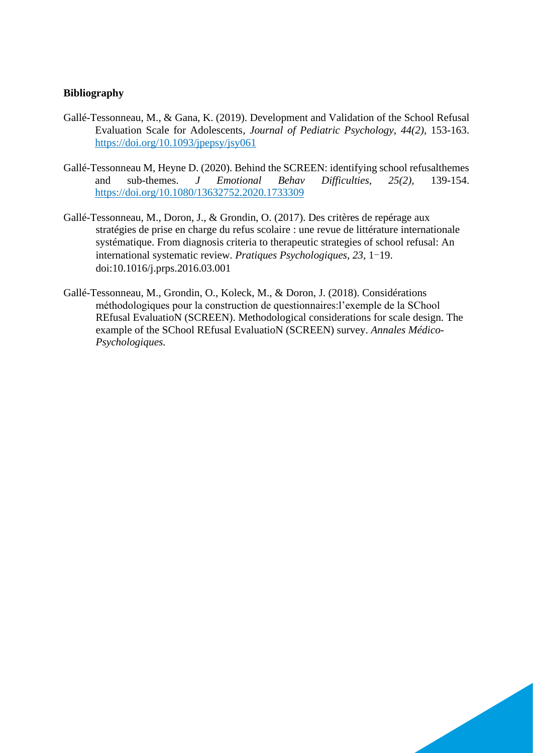**Bibliography**

Gallé-Tessonneau, M., & Gana, K. (2019). Development and Validation of the School Refusal Evaluation Scale for Adolescents, *Journal of Pediatric Psychology*, *44(2)*, 153-163. https://doi.org/10.1093/jpepsy/jsy061

Gallé-Tessonneau M, Heyne D. (2020). Behind the SCREEN: identifying school refusalthemes and sub-themes. *J Emotional Behav Difficulties, 25(2),* 139-154. https://doi.org/10.1080/13632752.2020.1733309

Gallé-Tessonneau, M., Doron, J., & Grondin, O. (2017). Des critères de repérage aux stratégies de prise en charge du refus scolaire : une revue de littérature internationale systématique. From diagnosis criteria to therapeutic strategies of school refusal: An international systematic review. *Pratiques Psychologiques*, *23*, 1−19. doi:10.1016/j.prps.2016.03.001

Gallé-Tessonneau, M., Grondin, O., Koleck, M., & Doron, J. (2018). Considérations méthodologiques pour la construction de questionnaires:l'exemple de la SChool REfusal EvaluatioN (SCREEN). Methodological considerations for scale design. The example of the SChool REfusal EvaluatioN (SCREEN) survey. *Annales Médico-Psychologiques.*